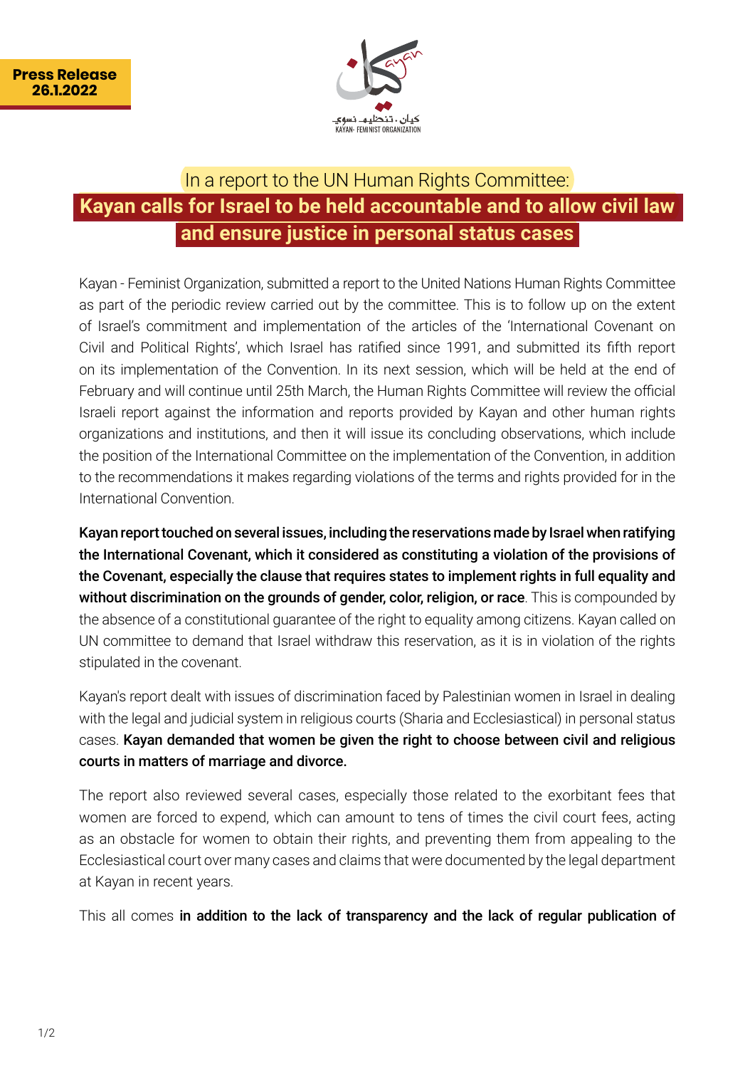**Press Release 26.1.2022**

كيان . تنظيم نسوي
KAYAN- FEMINIST ORGANIZATION

In a report to the UN Human Rights Committee:

# Kayan calls for Israel to be held accountable and to allow civil law and ensure justice in personal status cases

Kayan - Feminist Organization, submitted a report to the United Nations Human Rights Committee as part of the periodic review carried out by the committee. This is to follow up on the extent of Israel's commitment and implementation of the articles of the 'International Covenant on Civil and Political Rights', which Israel has ratified since 1991, and submitted its fifth report on its implementation of the Convention. In its next session, which will be held at the end of February and will continue until 25th March, the Human Rights Committee will review the official Israeli report against the information and reports provided by Kayan and other human rights organizations and institutions, and then it will issue its concluding observations, which include the position of the International Committee on the implementation of the Convention, in addition to the recommendations it makes regarding violations of the terms and rights provided for in the International Convention.

**Kayan report touched on several issues, including the reservations made by Israel when ratifying the International Covenant, which it considered as constituting a violation of the provisions of the Covenant, especially the clause that requires states to implement rights in full equality and without discrimination on the grounds of gender, color, religion, or race**. This is compounded by the absence of a constitutional guarantee of the right to equality among citizens. Kayan called on UN committee to demand that Israel withdraw this reservation, as it is in violation of the rights stipulated in the covenant.

Kayan's report dealt with issues of discrimination faced by Palestinian women in Israel in dealing with the legal and judicial system in religious courts (Sharia and Ecclesiastical) in personal status cases. **Kayan demanded that women be given the right to choose between civil and religious courts in matters of marriage and divorce.**

The report also reviewed several cases, especially those related to the exorbitant fees that women are forced to expend, which can amount to tens of times the civil court fees, acting as an obstacle for women to obtain their rights, and preventing them from appealing to the Ecclesiastical court over many cases and claims that were documented by the legal department at Kayan in recent years.

This all comes **in addition to the lack of transparency and the lack of regular publication of**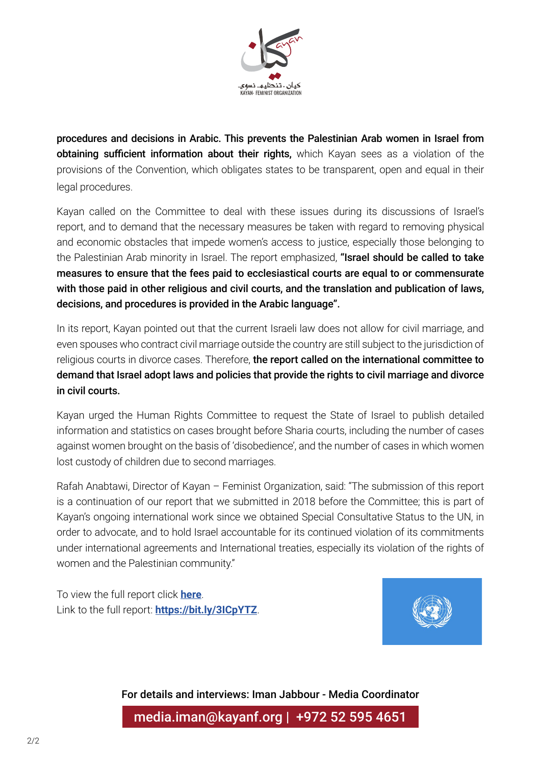**procedures and decisions in Arabic. This prevents the Palestinian Arab women in Israel from obtaining sufficient information about their rights,** which Kayan sees as a violation of the provisions of the Convention, which obligates states to be transparent, open and equal in their legal procedures.

Kayan called on the Committee to deal with these issues during its discussions of Israel's report, and to demand that the necessary measures be taken with regard to removing physical and economic obstacles that impede women's access to justice, especially those belonging to the Palestinian Arab minority in Israel. The report emphasized, **"Israel should be called to take measures to ensure that the fees paid to ecclesiastical courts are equal to or commensurate with those paid in other religious and civil courts, and the translation and publication of laws, decisions, and procedures is provided in the Arabic language".**

In its report, Kayan pointed out that the current Israeli law does not allow for civil marriage, and even spouses who contract civil marriage outside the country are still subject to the jurisdiction of religious courts in divorce cases. Therefore, **the report called on the international committee to demand that Israel adopt laws and policies that provide the rights to civil marriage and divorce in civil courts.**

Kayan urged the Human Rights Committee to request the State of Israel to publish detailed information and statistics on cases brought before Sharia courts, including the number of cases against women brought on the basis of 'disobedience', and the number of cases in which women lost custody of children due to second marriages.

Rafah Anabtawi, Director of Kayan – Feminist Organization, said: "The submission of this report is a continuation of our report that we submitted in 2018 before the Committee; this is part of Kayan's ongoing international work since we obtained Special Consultative Status to the UN, in order to advocate, and to hold Israel accountable for its continued violation of its commitments under international agreements and International treaties, especially its violation of the rights of women and the Palestinian community."

To view the full report click **here**.
Link to the full report: **https://bit.ly/3ICpYTZ**.

For details and interviews: Iman Jabbour - Media Coordinator

media.iman@kayanf.org | +972 52 595 4651